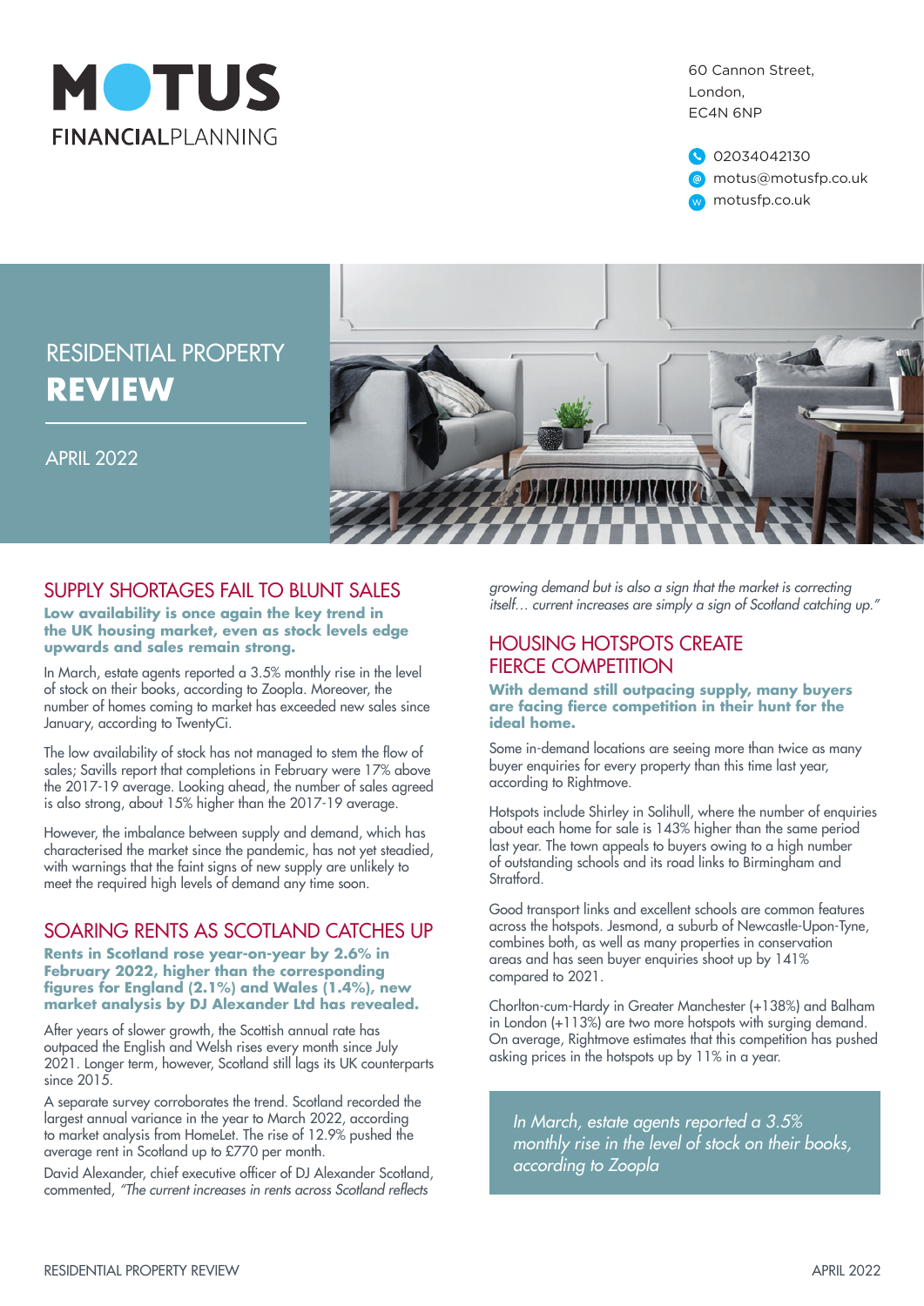# MOTUS FINANCIALPLANNING

60 Cannon Street,
London,
EC4N 6NP

02034042130
motus@motusfp.co.uk
motusfp.co.uk

# RESIDENTIAL PROPERTY REVIEW

APRIL 2022

## SUPPLY SHORTAGES FAIL TO BLUNT SALES

**Low availability is once again the key trend in the UK housing market, even as stock levels edge upwards and sales remain strong.**

In March, estate agents reported a 3.5% monthly rise in the level of stock on their books, according to Zoopla. Moreover, the number of homes coming to market has exceeded new sales since January, according to TwentyCi.

The low availability of stock has not managed to stem the flow of sales; Savills report that completions in February were 17% above the 2017-19 average. Looking ahead, the number of sales agreed is also strong, about 15% higher than the 2017-19 average.

However, the imbalance between supply and demand, which has characterised the market since the pandemic, has not yet steadied, with warnings that the faint signs of new supply are unlikely to meet the required high levels of demand any time soon.

## SOARING RENTS AS SCOTLAND CATCHES UP

**Rents in Scotland rose year-on-year by 2.6% in February 2022, higher than the corresponding figures for England (2.1%) and Wales (1.4%), new market analysis by DJ Alexander Ltd has revealed.**

After years of slower growth, the Scottish annual rate has outpaced the English and Welsh rises every month since July 2021. Longer term, however, Scotland still lags its UK counterparts since 2015.

A separate survey corroborates the trend. Scotland recorded the largest annual variance in the year to March 2022, according to market analysis from HomeLet. The rise of 12.9% pushed the average rent in Scotland up to £770 per month.

David Alexander, chief executive officer of DJ Alexander Scotland, commented, *"The current increases in rents across Scotland reflects growing demand but is also a sign that the market is correcting itself… current increases are simply a sign of Scotland catching up."*

## HOUSING HOTSPOTS CREATE FIERCE COMPETITION

**With demand still outpacing supply, many buyers are facing fierce competition in their hunt for the ideal home.**

Some in-demand locations are seeing more than twice as many buyer enquiries for every property than this time last year, according to Rightmove.

Hotspots include Shirley in Solihull, where the number of enquiries about each home for sale is 143% higher than the same period last year. The town appeals to buyers owing to a high number of outstanding schools and its road links to Birmingham and Stratford.

Good transport links and excellent schools are common features across the hotspots. Jesmond, a suburb of Newcastle-Upon-Tyne, combines both, as well as many properties in conservation areas and has seen buyer enquiries shoot up by 141% compared to 2021.

Chorlton-cum-Hardy in Greater Manchester (+138%) and Balham in London (+113%) are two more hotspots with surging demand. On average, Rightmove estimates that this competition has pushed asking prices in the hotspots up by 11% in a year.

> *In March, estate agents reported a 3.5% monthly rise in the level of stock on their books, according to Zoopla*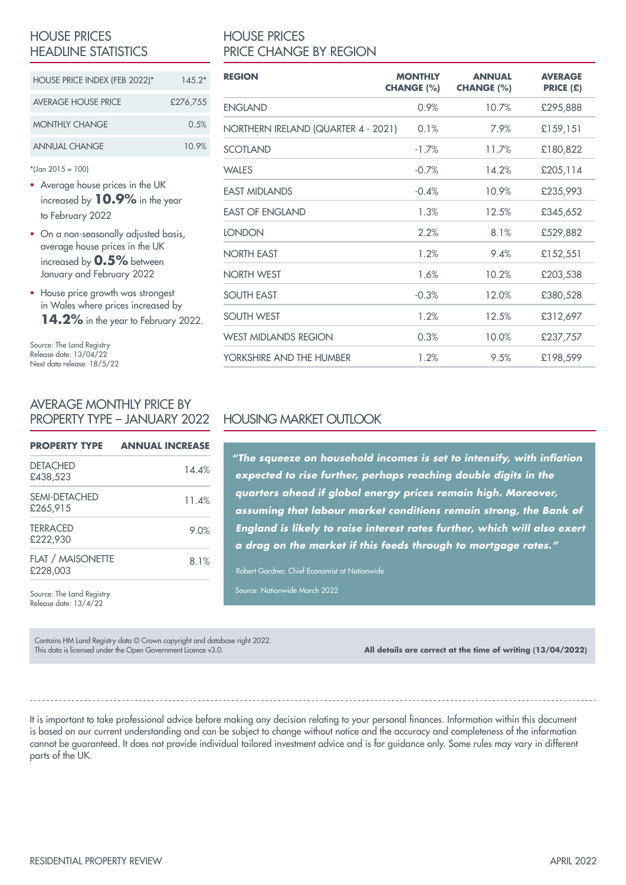## HOUSE PRICES HEADLINE STATISTICS

| | |
|---|---|
| HOUSE PRICE INDEX (FEB 2022)* | 145.2* |
| AVERAGE HOUSE PRICE | £276,755 |
| MONTHLY CHANGE | 0.5% |
| ANNUAL CHANGE | 10.9% |

*(Jan 2015 = 100)

- Average house prices in the UK increased by **10.9%** in the year to February 2022
- On a non-seasonally adjusted basis, average house prices in the UK increased by **0.5%** between January and February 2022
- House price growth was strongest in Wales where prices increased by **14.2%** in the year to February 2022.

Source: The Land Registry
Release date: 13/04/22
Next data release: 18/5/22

## HOUSE PRICES PRICE CHANGE BY REGION

| REGION | MONTHLY CHANGE (%) | ANNUAL CHANGE (%) | AVERAGE PRICE (£) |
|---|---|---|---|
| ENGLAND | 0.9% | 10.7% | £295,888 |
| NORTHERN IRELAND (QUARTER 4 - 2021) | 0.1% | 7.9% | £159,151 |
| SCOTLAND | -1.7% | 11.7% | £180,822 |
| WALES | -0.7% | 14.2% | £205,114 |
| EAST MIDLANDS | -0.4% | 10.9% | £235,993 |
| EAST OF ENGLAND | 1.3% | 12.5% | £345,652 |
| LONDON | 2.2% | 8.1% | £529,882 |
| NORTH EAST | 1.2% | 9.4% | £152,551 |
| NORTH WEST | 1.6% | 10.2% | £203,538 |
| SOUTH EAST | -0.3% | 12.0% | £380,528 |
| SOUTH WEST | 1.2% | 12.5% | £312,697 |
| WEST MIDLANDS REGION | 0.3% | 10.0% | £237,757 |
| YORKSHIRE AND THE HUMBER | 1.2% | 9.5% | £198,599 |

## AVERAGE MONTHLY PRICE BY PROPERTY TYPE – JANUARY 2022

| PROPERTY TYPE | ANNUAL INCREASE |
|---|---|
| DETACHED £438,523 | 14.4% |
| SEMI-DETACHED £265,915 | 11.4% |
| TERRACED £222,930 | 9.0% |
| FLAT / MAISONETTE £228,003 | 8.1% |

Source: The Land Registry
Release date: 13/4/22

## HOUSING MARKET OUTLOOK

***"The squeeze on household incomes is set to intensify, with inflation expected to rise further, perhaps reaching double digits in the quarters ahead if global energy prices remain high. Moreover, assuming that labour market conditions remain strong, the Bank of England is likely to raise interest rates further, which will also exert a drag on the market if this feeds through to mortgage rates."***

Robert Gardner, Chief Economist at Nationwide

Source: Nationwide March 2022

Contains HM Land Registry data © Crown copyright and database right 2022.
This data is licensed under the Open Government Licence v3.0.

**All details are correct at the time of writing (13/04/2022)**

It is important to take professional advice before making any decision relating to your personal finances. Information within this document is based on our current understanding and can be subject to change without notice and the accuracy and completeness of the information cannot be guaranteed. It does not provide individual tailored investment advice and is for guidance only. Some rules may vary in different parts of the UK.